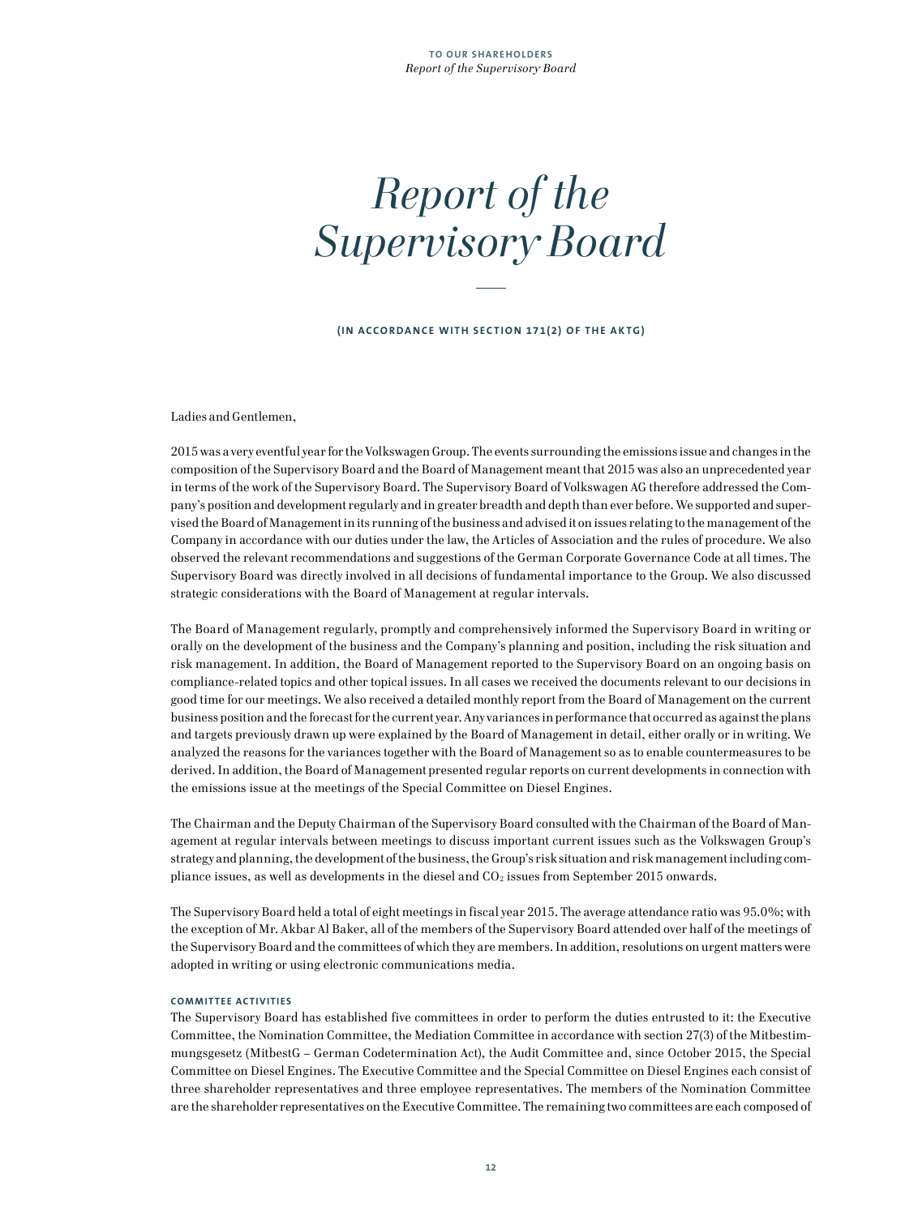# Report of the Supervisory Board

**(IN ACCORDANCE WITH SECTION 171(2) OF THE AKTG)**

Ladies and Gentlemen,

2015 was a very eventful year for the Volkswagen Group. The events surrounding the emissions issue and changes in the composition of the Supervisory Board and the Board of Management meant that 2015 was also an unprecedented year in terms of the work of the Supervisory Board. The Supervisory Board of Volkswagen AG therefore addressed the Company's position and development regularly and in greater breadth and depth than ever before. We supported and supervised the Board of Management in its running of the business and advised it on issues relating to the management of the Company in accordance with our duties under the law, the Articles of Association and the rules of procedure. We also observed the relevant recommendations and suggestions of the German Corporate Governance Code at all times. The Supervisory Board was directly involved in all decisions of fundamental importance to the Group. We also discussed strategic considerations with the Board of Management at regular intervals.

The Board of Management regularly, promptly and comprehensively informed the Supervisory Board in writing or orally on the development of the business and the Company's planning and position, including the risk situation and risk management. In addition, the Board of Management reported to the Supervisory Board on an ongoing basis on compliance-related topics and other topical issues. In all cases we received the documents relevant to our decisions in good time for our meetings. We also received a detailed monthly report from the Board of Management on the current business position and the forecast for the current year. Any variances in performance that occurred as against the plans and targets previously drawn up were explained by the Board of Management in detail, either orally or in writing. We analyzed the reasons for the variances together with the Board of Management so as to enable countermeasures to be derived. In addition, the Board of Management presented regular reports on current developments in connection with the emissions issue at the meetings of the Special Committee on Diesel Engines.

The Chairman and the Deputy Chairman of the Supervisory Board consulted with the Chairman of the Board of Management at regular intervals between meetings to discuss important current issues such as the Volkswagen Group's strategy and planning, the development of the business, the Group's risk situation and risk management including compliance issues, as well as developments in the diesel and $CO_2$ issues from September 2015 onwards.

The Supervisory Board held a total of eight meetings in fiscal year 2015. The average attendance ratio was 95.0%; with the exception of Mr. Akbar Al Baker, all of the members of the Supervisory Board attended over half of the meetings of the Supervisory Board and the committees of which they are members. In addition, resolutions on urgent matters were adopted in writing or using electronic communications media.

### COMMITTEE ACTIVITIES

The Supervisory Board has established five committees in order to perform the duties entrusted to it: the Executive Committee, the Nomination Committee, the Mediation Committee in accordance with section 27(3) of the Mitbestimmungsgesetz (MitbestG – German Codetermination Act), the Audit Committee and, since October 2015, the Special Committee on Diesel Engines. The Executive Committee and the Special Committee on Diesel Engines each consist of three shareholder representatives and three employee representatives. The members of the Nomination Committee are the shareholder representatives on the Executive Committee. The remaining two committees are each composed of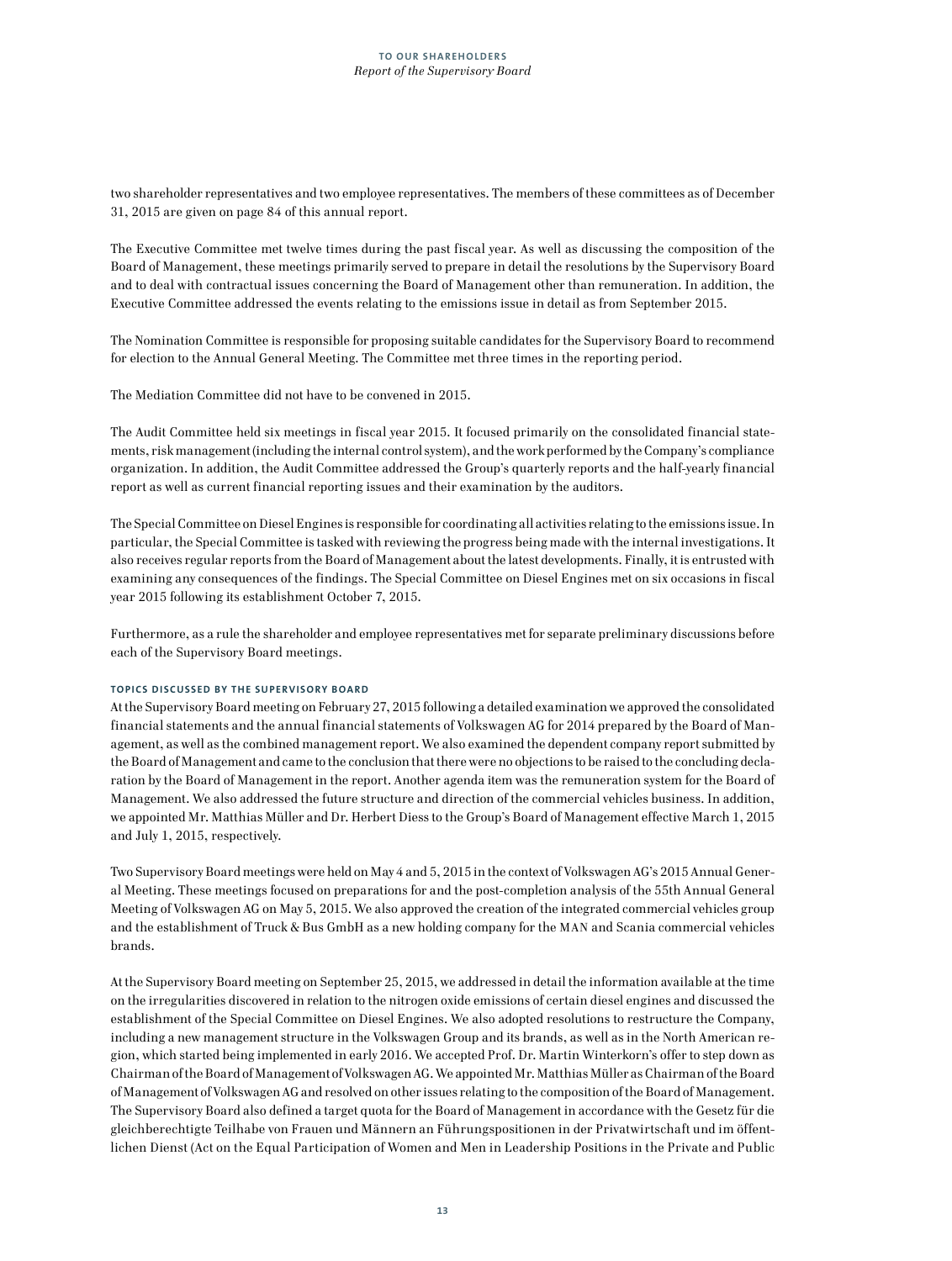two shareholder representatives and two employee representatives. The members of these committees as of December 31, 2015 are given on page 84 of this annual report.

The Executive Committee met twelve times during the past fiscal year. As well as discussing the composition of the Board of Management, these meetings primarily served to prepare in detail the resolutions by the Supervisory Board and to deal with contractual issues concerning the Board of Management other than remuneration. In addition, the Executive Committee addressed the events relating to the emissions issue in detail as from September 2015.

The Nomination Committee is responsible for proposing suitable candidates for the Supervisory Board to recommend for election to the Annual General Meeting. The Committee met three times in the reporting period.

The Mediation Committee did not have to be convened in 2015.

The Audit Committee held six meetings in fiscal year 2015. It focused primarily on the consolidated financial statements, risk management (including the internal control system), and the work performed by the Company's compliance organization. In addition, the Audit Committee addressed the Group's quarterly reports and the half-yearly financial report as well as current financial reporting issues and their examination by the auditors.

The Special Committee on Diesel Engines is responsible for coordinating all activities relating to the emissions issue. In particular, the Special Committee is tasked with reviewing the progress being made with the internal investigations. It also receives regular reports from the Board of Management about the latest developments. Finally, it is entrusted with examining any consequences of the findings. The Special Committee on Diesel Engines met on six occasions in fiscal year 2015 following its establishment October 7, 2015.

Furthermore, as a rule the shareholder and employee representatives met for separate preliminary discussions before each of the Supervisory Board meetings.

#### TOPICS DISCUSSED BY THE SUPERVISORY BOARD

At the Supervisory Board meeting on February 27, 2015 following a detailed examination we approved the consolidated financial statements and the annual financial statements of Volkswagen AG for 2014 prepared by the Board of Management, as well as the combined management report. We also examined the dependent company report submitted by the Board of Management and came to the conclusion that there were no objections to be raised to the concluding declaration by the Board of Management in the report. Another agenda item was the remuneration system for the Board of Management. We also addressed the future structure and direction of the commercial vehicles business. In addition, we appointed Mr. Matthias Müller and Dr. Herbert Diess to the Group's Board of Management effective March 1, 2015 and July 1, 2015, respectively.

Two Supervisory Board meetings were held on May 4 and 5, 2015 in the context of Volkswagen AG's 2015 Annual General Meeting. These meetings focused on preparations for and the post-completion analysis of the 55th Annual General Meeting of Volkswagen AG on May 5, 2015. We also approved the creation of the integrated commercial vehicles group and the establishment of Truck & Bus GmbH as a new holding company for the MAN and Scania commercial vehicles brands.

At the Supervisory Board meeting on September 25, 2015, we addressed in detail the information available at the time on the irregularities discovered in relation to the nitrogen oxide emissions of certain diesel engines and discussed the establishment of the Special Committee on Diesel Engines. We also adopted resolutions to restructure the Company, including a new management structure in the Volkswagen Group and its brands, as well as in the North American region, which started being implemented in early 2016. We accepted Prof. Dr. Martin Winterkorn's offer to step down as Chairman of the Board of Management of Volkswagen AG. We appointed Mr. Matthias Müller as Chairman of the Board of Management of Volkswagen AG and resolved on other issues relating to the composition of the Board of Management. The Supervisory Board also defined a target quota for the Board of Management in accordance with the Gesetz für die gleichberechtigte Teilhabe von Frauen und Männern an Führungspositionen in der Privatwirtschaft und im öffentlichen Dienst (Act on the Equal Participation of Women and Men in Leadership Positions in the Private and Public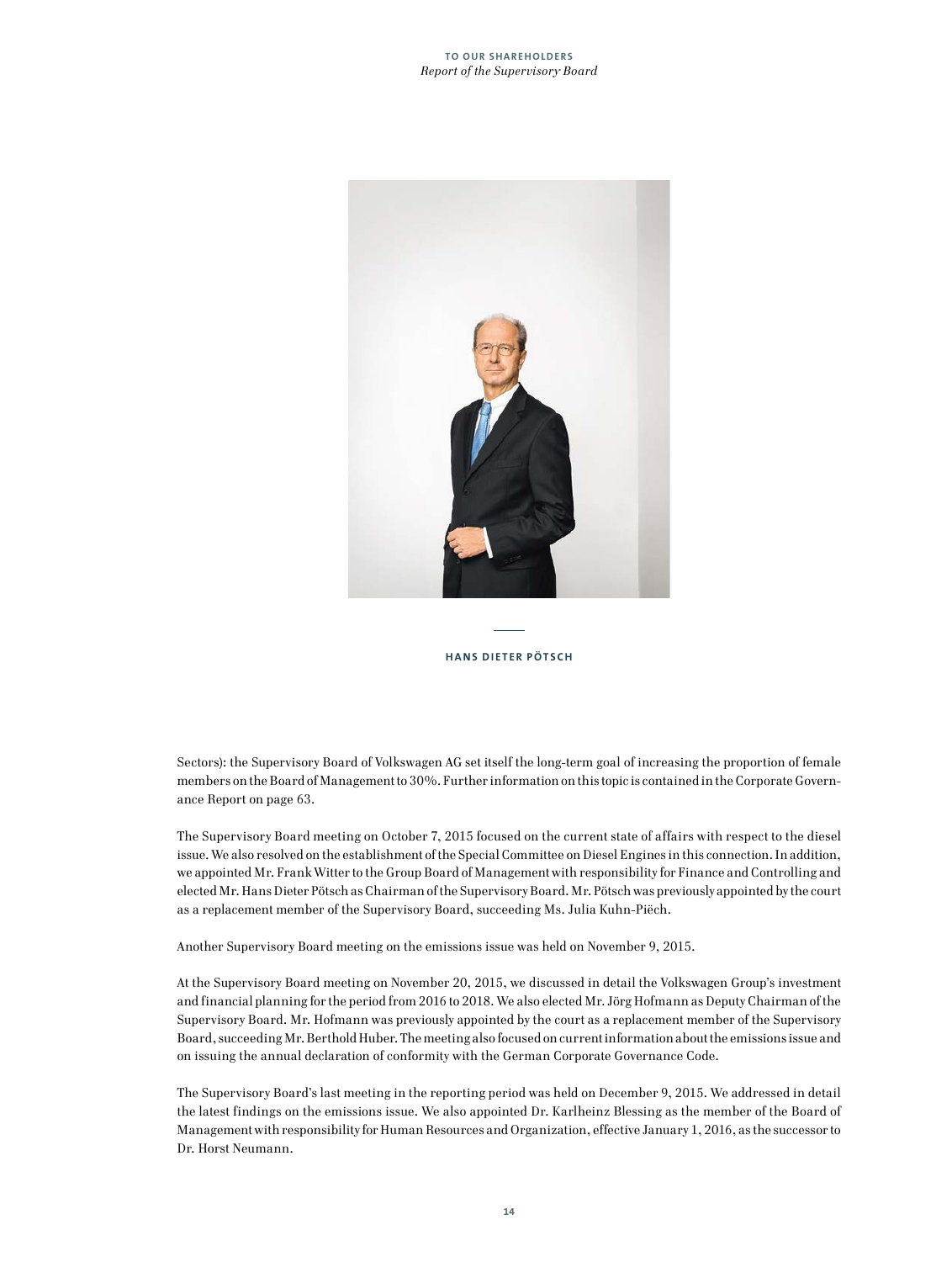HANS DIETER PÖTSCH

Sectors): the Supervisory Board of Volkswagen AG set itself the long-term goal of increasing the proportion of female members on the Board of Management to 30%. Further information on this topic is contained in the Corporate Governance Report on page 63.

The Supervisory Board meeting on October 7, 2015 focused on the current state of affairs with respect to the diesel issue. We also resolved on the establishment of the Special Committee on Diesel Engines in this connection. In addition, we appointed Mr. Frank Witter to the Group Board of Management with responsibility for Finance and Controlling and elected Mr. Hans Dieter Pötsch as Chairman of the Supervisory Board. Mr. Pötsch was previously appointed by the court as a replacement member of the Supervisory Board, succeeding Ms. Julia Kuhn-Piëch.

Another Supervisory Board meeting on the emissions issue was held on November 9, 2015.

At the Supervisory Board meeting on November 20, 2015, we discussed in detail the Volkswagen Group's investment and financial planning for the period from 2016 to 2018. We also elected Mr. Jörg Hofmann as Deputy Chairman of the Supervisory Board. Mr. Hofmann was previously appointed by the court as a replacement member of the Supervisory Board, succeeding Mr. Berthold Huber. The meeting also focused on current information about the emissions issue and on issuing the annual declaration of conformity with the German Corporate Governance Code.

The Supervisory Board's last meeting in the reporting period was held on December 9, 2015. We addressed in detail the latest findings on the emissions issue. We also appointed Dr. Karlheinz Blessing as the member of the Board of Management with responsibility for Human Resources and Organization, effective January 1, 2016, as the successor to Dr. Horst Neumann.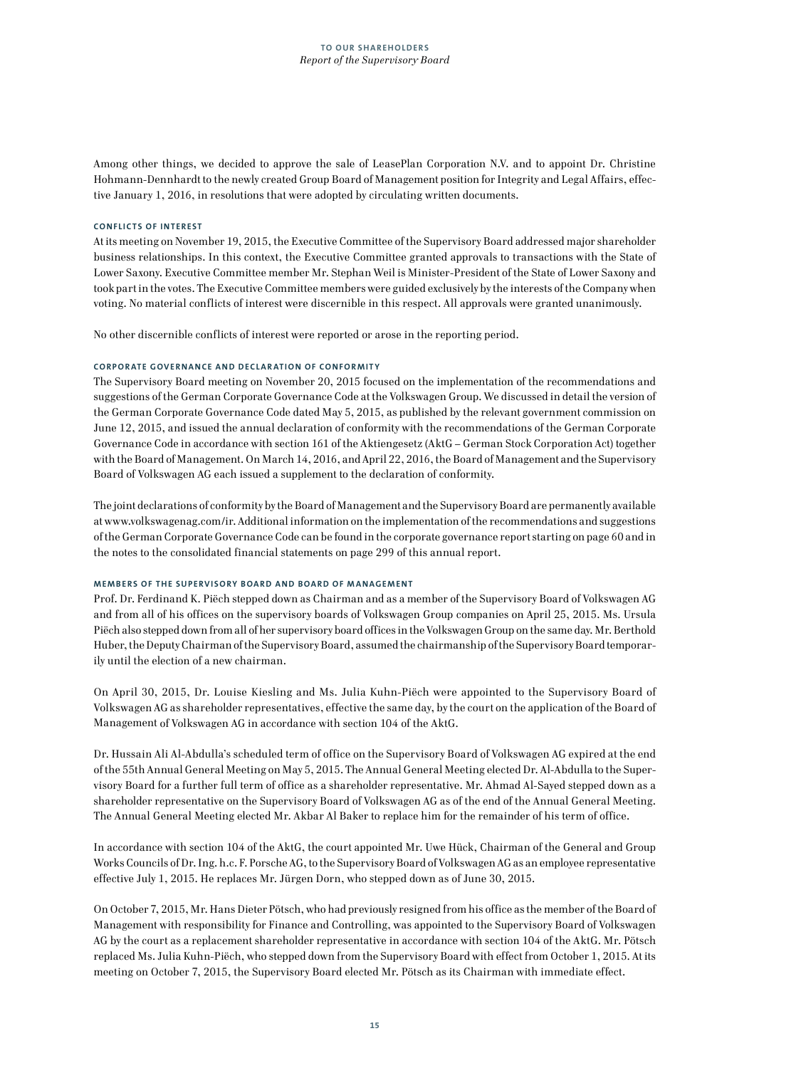Among other things, we decided to approve the sale of LeasePlan Corporation N.V. and to appoint Dr. Christine Hohmann-Dennhardt to the newly created Group Board of Management position for Integrity and Legal Affairs, effective January 1, 2016, in resolutions that were adopted by circulating written documents.

#### CONFLICTS OF INTEREST

At its meeting on November 19, 2015, the Executive Committee of the Supervisory Board addressed major shareholder business relationships. In this context, the Executive Committee granted approvals to transactions with the State of Lower Saxony. Executive Committee member Mr. Stephan Weil is Minister-President of the State of Lower Saxony and took part in the votes. The Executive Committee members were guided exclusively by the interests of the Company when voting. No material conflicts of interest were discernible in this respect. All approvals were granted unanimously.

No other discernible conflicts of interest were reported or arose in the reporting period.

#### CORPORATE GOVERNANCE AND DECLARATION OF CONFORMITY

The Supervisory Board meeting on November 20, 2015 focused on the implementation of the recommendations and suggestions of the German Corporate Governance Code at the Volkswagen Group. We discussed in detail the version of the German Corporate Governance Code dated May 5, 2015, as published by the relevant government commission on June 12, 2015, and issued the annual declaration of conformity with the recommendations of the German Corporate Governance Code in accordance with section 161 of the Aktiengesetz (AktG – German Stock Corporation Act) together with the Board of Management. On March 14, 2016, and April 22, 2016, the Board of Management and the Supervisory Board of Volkswagen AG each issued a supplement to the declaration of conformity.

The joint declarations of conformity by the Board of Management and the Supervisory Board are permanently available at www.volkswagenag.com/ir. Additional information on the implementation of the recommendations and suggestions of the German Corporate Governance Code can be found in the corporate governance report starting on page 60 and in the notes to the consolidated financial statements on page 299 of this annual report.

#### MEMBERS OF THE SUPERVISORY BOARD AND BOARD OF MANAGEMENT

Prof. Dr. Ferdinand K. Piëch stepped down as Chairman and as a member of the Supervisory Board of Volkswagen AG and from all of his offices on the supervisory boards of Volkswagen Group companies on April 25, 2015. Ms. Ursula Piëch also stepped down from all of her supervisory board offices in the Volkswagen Group on the same day. Mr. Berthold Huber, the Deputy Chairman of the Supervisory Board, assumed the chairmanship of the Supervisory Board temporarily until the election of a new chairman.

On April 30, 2015, Dr. Louise Kiesling and Ms. Julia Kuhn-Piëch were appointed to the Supervisory Board of Volkswagen AG as shareholder representatives, effective the same day, by the court on the application of the Board of Management of Volkswagen AG in accordance with section 104 of the AktG.

Dr. Hussain Ali Al-Abdulla's scheduled term of office on the Supervisory Board of Volkswagen AG expired at the end of the 55th Annual General Meeting on May 5, 2015. The Annual General Meeting elected Dr. Al-Abdulla to the Supervisory Board for a further full term of office as a shareholder representative. Mr. Ahmad Al-Sayed stepped down as a shareholder representative on the Supervisory Board of Volkswagen AG as of the end of the Annual General Meeting. The Annual General Meeting elected Mr. Akbar Al Baker to replace him for the remainder of his term of office.

In accordance with section 104 of the AktG, the court appointed Mr. Uwe Hück, Chairman of the General and Group Works Councils of Dr. Ing. h.c. F. Porsche AG, to the Supervisory Board of Volkswagen AG as an employee representative effective July 1, 2015. He replaces Mr. Jürgen Dorn, who stepped down as of June 30, 2015.

On October 7, 2015, Mr. Hans Dieter Pötsch, who had previously resigned from his office as the member of the Board of Management with responsibility for Finance and Controlling, was appointed to the Supervisory Board of Volkswagen AG by the court as a replacement shareholder representative in accordance with section 104 of the AktG. Mr. Pötsch replaced Ms. Julia Kuhn-Piëch, who stepped down from the Supervisory Board with effect from October 1, 2015. At its meeting on October 7, 2015, the Supervisory Board elected Mr. Pötsch as its Chairman with immediate effect.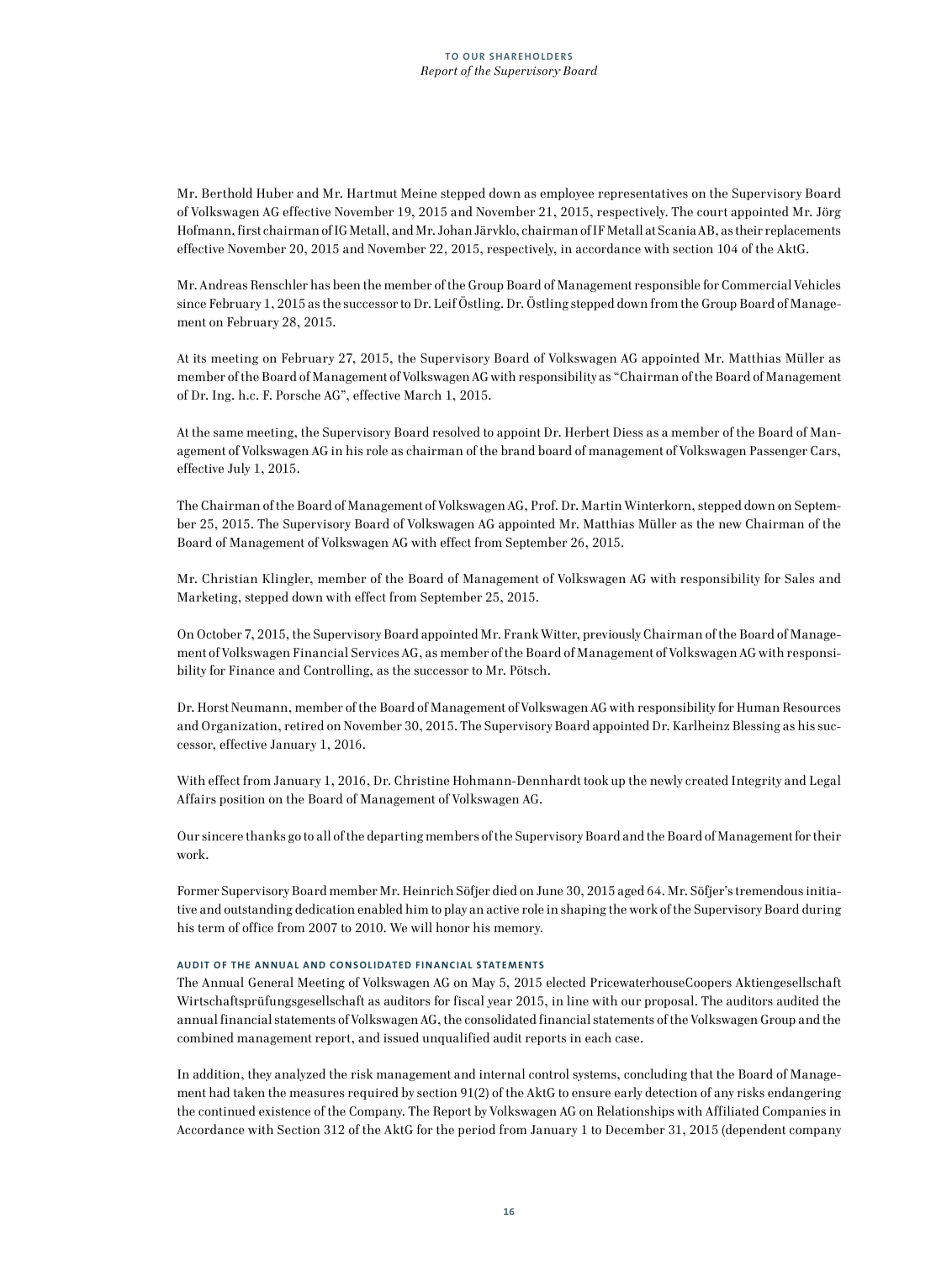Mr. Berthold Huber and Mr. Hartmut Meine stepped down as employee representatives on the Supervisory Board of Volkswagen AG effective November 19, 2015 and November 21, 2015, respectively. The court appointed Mr. Jörg Hofmann, first chairman of IG Metall, and Mr. Johan Järvklo, chairman of IF Metall at Scania AB, as their replacements effective November 20, 2015 and November 22, 2015, respectively, in accordance with section 104 of the AktG.

Mr. Andreas Renschler has been the member of the Group Board of Management responsible for Commercial Vehicles since February 1, 2015 as the successor to Dr. Leif Östling. Dr. Östling stepped down from the Group Board of Management on February 28, 2015.

At its meeting on February 27, 2015, the Supervisory Board of Volkswagen AG appointed Mr. Matthias Müller as member of the Board of Management of Volkswagen AG with responsibility as "Chairman of the Board of Management of Dr. Ing. h.c. F. Porsche AG", effective March 1, 2015.

At the same meeting, the Supervisory Board resolved to appoint Dr. Herbert Diess as a member of the Board of Management of Volkswagen AG in his role as chairman of the brand board of management of Volkswagen Passenger Cars, effective July 1, 2015.

The Chairman of the Board of Management of Volkswagen AG, Prof. Dr. Martin Winterkorn, stepped down on September 25, 2015. The Supervisory Board of Volkswagen AG appointed Mr. Matthias Müller as the new Chairman of the Board of Management of Volkswagen AG with effect from September 26, 2015.

Mr. Christian Klingler, member of the Board of Management of Volkswagen AG with responsibility for Sales and Marketing, stepped down with effect from September 25, 2015.

On October 7, 2015, the Supervisory Board appointed Mr. Frank Witter, previously Chairman of the Board of Management of Volkswagen Financial Services AG, as member of the Board of Management of Volkswagen AG with responsibility for Finance and Controlling, as the successor to Mr. Pötsch.

Dr. Horst Neumann, member of the Board of Management of Volkswagen AG with responsibility for Human Resources and Organization, retired on November 30, 2015. The Supervisory Board appointed Dr. Karlheinz Blessing as his successor, effective January 1, 2016.

With effect from January 1, 2016, Dr. Christine Hohmann-Dennhardt took up the newly created Integrity and Legal Affairs position on the Board of Management of Volkswagen AG.

Our sincere thanks go to all of the departing members of the Supervisory Board and the Board of Management for their work.

Former Supervisory Board member Mr. Heinrich Söfjer died on June 30, 2015 aged 64. Mr. Söfjer's tremendous initiative and outstanding dedication enabled him to play an active role in shaping the work of the Supervisory Board during his term of office from 2007 to 2010. We will honor his memory.

#### AUDIT OF THE ANNUAL AND CONSOLIDATED FINANCIAL STATEMENTS

The Annual General Meeting of Volkswagen AG on May 5, 2015 elected PricewaterhouseCoopers Aktiengesellschaft Wirtschaftsprüfungsgesellschaft as auditors for fiscal year 2015, in line with our proposal. The auditors audited the annual financial statements of Volkswagen AG, the consolidated financial statements of the Volkswagen Group and the combined management report, and issued unqualified audit reports in each case.

In addition, they analyzed the risk management and internal control systems, concluding that the Board of Management had taken the measures required by section 91(2) of the AktG to ensure early detection of any risks endangering the continued existence of the Company. The Report by Volkswagen AG on Relationships with Affiliated Companies in Accordance with Section 312 of the AktG for the period from January 1 to December 31, 2015 (dependent company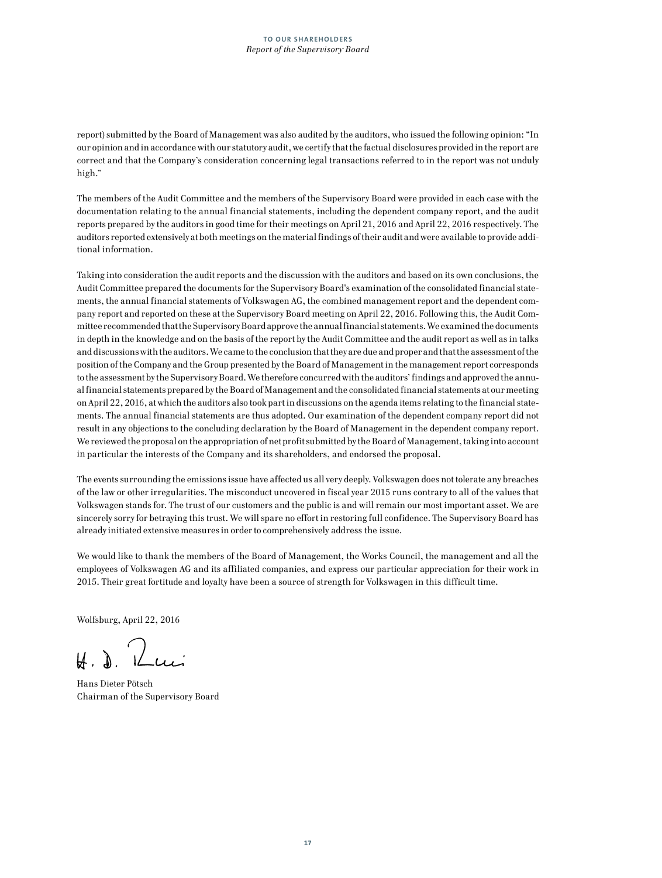report) submitted by the Board of Management was also audited by the auditors, who issued the following opinion: "In our opinion and in accordance with our statutory audit, we certify that the factual disclosures provided in the report are correct and that the Company's consideration concerning legal transactions referred to in the report was not unduly high."

The members of the Audit Committee and the members of the Supervisory Board were provided in each case with the documentation relating to the annual financial statements, including the dependent company report, and the audit reports prepared by the auditors in good time for their meetings on April 21, 2016 and April 22, 2016 respectively. The auditors reported extensively at both meetings on the material findings of their audit and were available to provide additional information.

Taking into consideration the audit reports and the discussion with the auditors and based on its own conclusions, the Audit Committee prepared the documents for the Supervisory Board's examination of the consolidated financial statements, the annual financial statements of Volkswagen AG, the combined management report and the dependent company report and reported on these at the Supervisory Board meeting on April 22, 2016. Following this, the Audit Committee recommended that the Supervisory Board approve the annual financial statements. We examined the documents in depth in the knowledge and on the basis of the report by the Audit Committee and the audit report as well as in talks and discussions with the auditors. We came to the conclusion that they are due and proper and that the assessment of the position of the Company and the Group presented by the Board of Management in the management report corresponds to the assessment by the Supervisory Board. We therefore concurred with the auditors' findings and approved the annual financial statements prepared by the Board of Management and the consolidated financial statements at our meeting on April 22, 2016, at which the auditors also took part in discussions on the agenda items relating to the financial statements. The annual financial statements are thus adopted. Our examination of the dependent company report did not result in any objections to the concluding declaration by the Board of Management in the dependent company report. We reviewed the proposal on the appropriation of net profit submitted by the Board of Management, taking into account in particular the interests of the Company and its shareholders, and endorsed the proposal.

The events surrounding the emissions issue have affected us all very deeply. Volkswagen does not tolerate any breaches of the law or other irregularities. The misconduct uncovered in fiscal year 2015 runs contrary to all of the values that Volkswagen stands for. The trust of our customers and the public is and will remain our most important asset. We are sincerely sorry for betraying this trust. We will spare no effort in restoring full confidence. The Supervisory Board has already initiated extensive measures in order to comprehensively address the issue.

We would like to thank the members of the Board of Management, the Works Council, the management and all the employees of Volkswagen AG and its affiliated companies, and express our particular appreciation for their work in 2015. Their great fortitude and loyalty have been a source of strength for Volkswagen in this difficult time.

Wolfsburg, April 22, 2016

Hans Dieter Pötsch
Chairman of the Supervisory Board